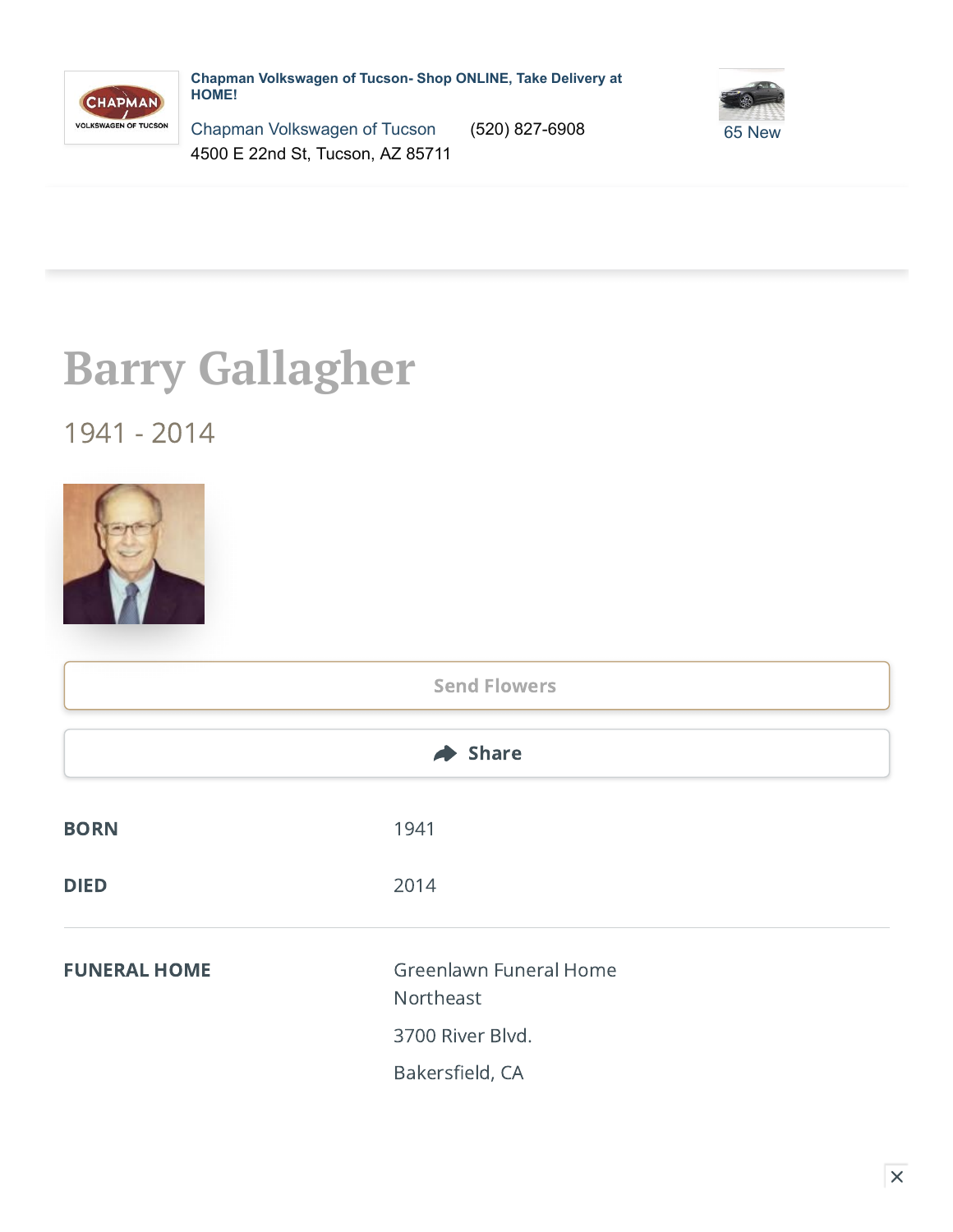**Chapman Volkswagen of Tucson- Shop ONLINE, Take Delivery at HOME!**

Chapman Volkswagen of Tucson (520) 827-6908
4500 E 22nd St, Tucson, AZ 85711

65 New

# Barry Gallagher

## 1941 - 2014

Send Flowers

Share

| | |
|---|---|
| **BORN** | 1941 |
| **DIED** | 2014 |
| **FUNERAL HOME** | Greenlawn Funeral Home Northeast<br>3700 River Blvd.<br>Bakersfield, CA |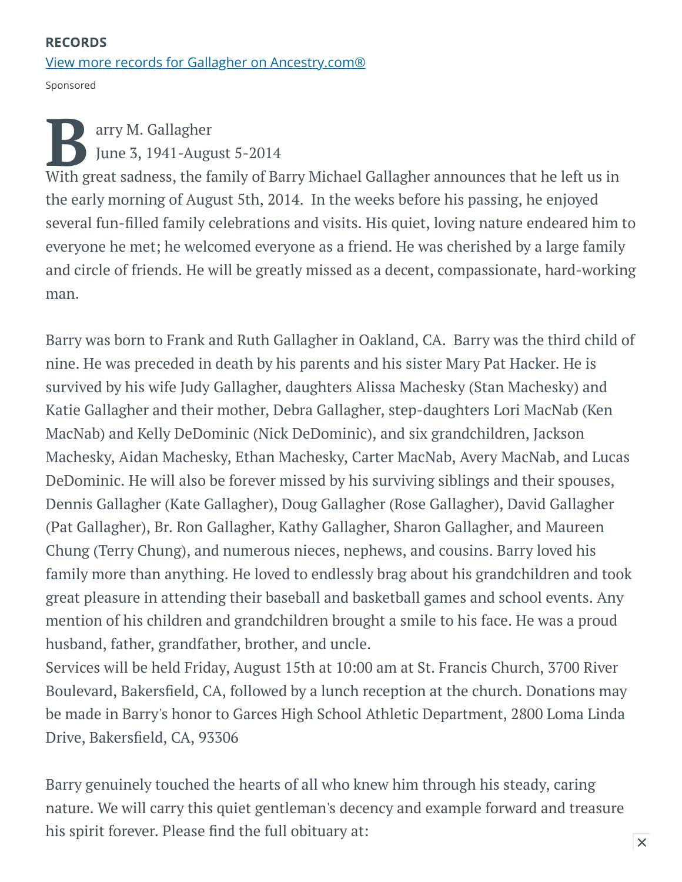**RECORDS**

[View more records for Gallagher on Ancestry.com®]

Sponsored

Barry M. Gallagher
June 3, 1941-August 5-2014

With great sadness, the family of Barry Michael Gallagher announces that he left us in the early morning of August 5th, 2014. In the weeks before his passing, he enjoyed several fun-filled family celebrations and visits. His quiet, loving nature endeared him to everyone he met; he welcomed everyone as a friend. He was cherished by a large family and circle of friends. He will be greatly missed as a decent, compassionate, hard-working man.

Barry was born to Frank and Ruth Gallagher in Oakland, CA. Barry was the third child of nine. He was preceded in death by his parents and his sister Mary Pat Hacker. He is survived by his wife Judy Gallagher, daughters Alissa Machesky (Stan Machesky) and Katie Gallagher and their mother, Debra Gallagher, step-daughters Lori MacNab (Ken MacNab) and Kelly DeDominic (Nick DeDominic), and six grandchildren, Jackson Machesky, Aidan Machesky, Ethan Machesky, Carter MacNab, Avery MacNab, and Lucas DeDominic. He will also be forever missed by his surviving siblings and their spouses, Dennis Gallagher (Kate Gallagher), Doug Gallagher (Rose Gallagher), David Gallagher (Pat Gallagher), Br. Ron Gallagher, Kathy Gallagher, Sharon Gallagher, and Maureen Chung (Terry Chung), and numerous nieces, nephews, and cousins. Barry loved his family more than anything. He loved to endlessly brag about his grandchildren and took great pleasure in attending their baseball and basketball games and school events. Any mention of his children and grandchildren brought a smile to his face. He was a proud husband, father, grandfather, brother, and uncle.
Services will be held Friday, August 15th at 10:00 am at St. Francis Church, 3700 River Boulevard, Bakersfield, CA, followed by a lunch reception at the church. Donations may be made in Barry's honor to Garces High School Athletic Department, 2800 Loma Linda Drive, Bakersfield, CA, 93306

Barry genuinely touched the hearts of all who knew him through his steady, caring nature. We will carry this quiet gentleman's decency and example forward and treasure his spirit forever. Please find the full obituary at: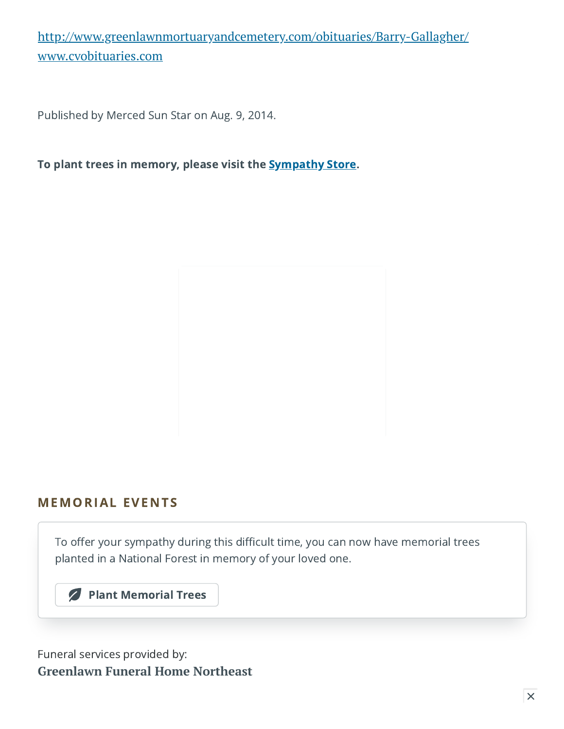http://www.greenlawnmortuaryandcemetery.com/obituaries/Barry-Gallagher/
www.cvobituaries.com

Published by Merced Sun Star on Aug. 9, 2014.

**To plant trees in memory, please visit the Sympathy Store.**

## MEMORIAL EVENTS

To offer your sympathy during this difficult time, you can now have memorial trees planted in a National Forest in memory of your loved one.

**Plant Memorial Trees**

Funeral services provided by:
**Greenlawn Funeral Home Northeast**